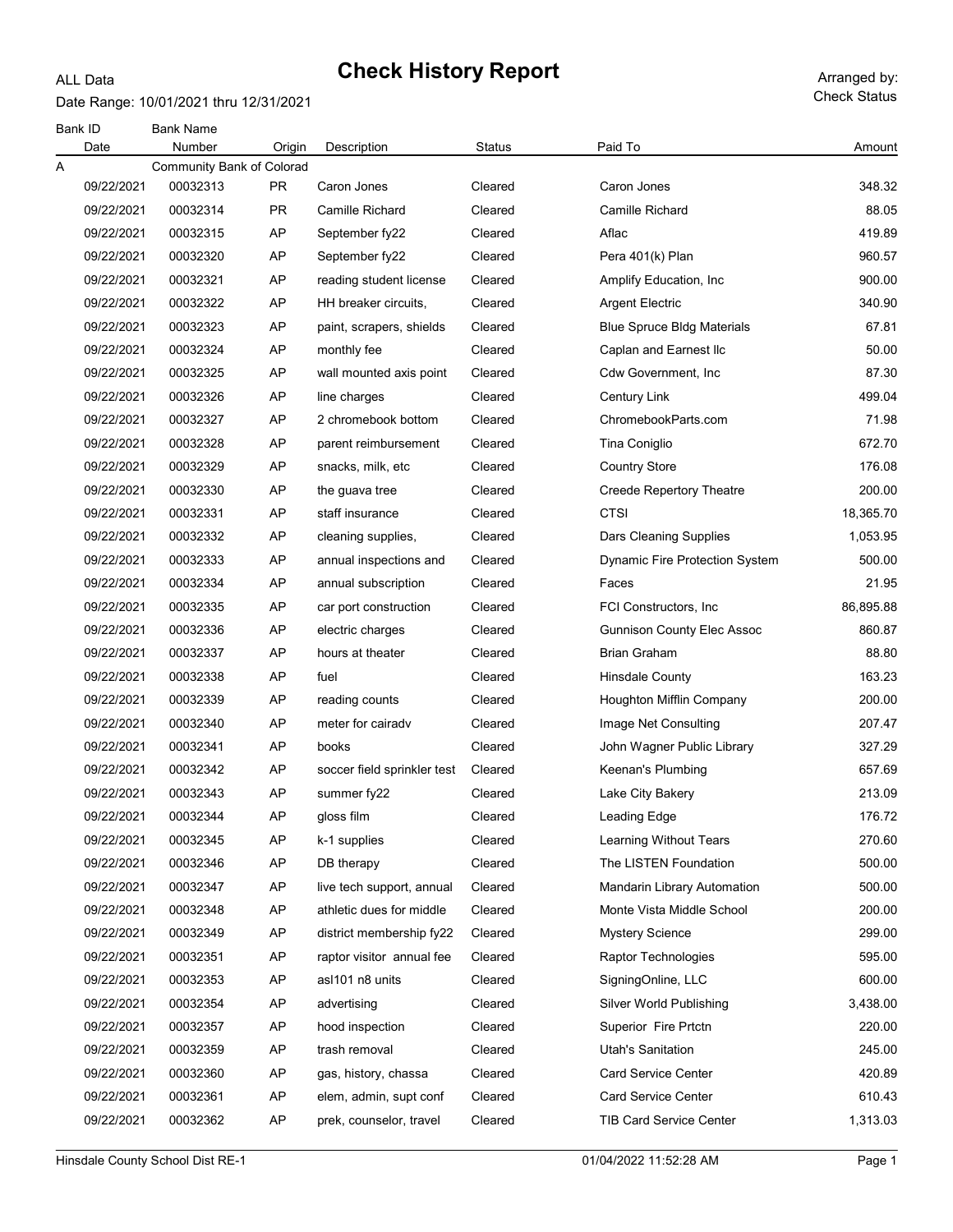ALL Data

# Check History Report

Date Range: 10/01/2021 thru 12/31/2021

Arranged by: Check Status

| Bank ID | Bank Name | | | | | |
|---|---|---|---|---|---|---|
| Date | Number | Origin | Description | Status | Paid To | Amount |
| A | Community Bank of Colorad | | | | | |
| 09/22/2021 | 00032313 | PR | Caron Jones | Cleared | Caron Jones | 348.32 |
| 09/22/2021 | 00032314 | PR | Camille Richard | Cleared | Camille Richard | 88.05 |
| 09/22/2021 | 00032315 | AP | September fy22 | Cleared | Aflac | 419.89 |
| 09/22/2021 | 00032320 | AP | September fy22 | Cleared | Pera 401(k) Plan | 960.57 |
| 09/22/2021 | 00032321 | AP | reading student license | Cleared | Amplify Education, Inc | 900.00 |
| 09/22/2021 | 00032322 | AP | HH breaker circuits, | Cleared | Argent Electric | 340.90 |
| 09/22/2021 | 00032323 | AP | paint, scrapers, shields | Cleared | Blue Spruce Bldg Materials | 67.81 |
| 09/22/2021 | 00032324 | AP | monthly fee | Cleared | Caplan and Earnest llc | 50.00 |
| 09/22/2021 | 00032325 | AP | wall mounted axis point | Cleared | Cdw Government, Inc | 87.30 |
| 09/22/2021 | 00032326 | AP | line charges | Cleared | Century Link | 499.04 |
| 09/22/2021 | 00032327 | AP | 2 chromebook bottom | Cleared | ChromebookParts.com | 71.98 |
| 09/22/2021 | 00032328 | AP | parent reimbursement | Cleared | Tina Coniglio | 672.70 |
| 09/22/2021 | 00032329 | AP | snacks, milk, etc | Cleared | Country Store | 176.08 |
| 09/22/2021 | 00032330 | AP | the guava tree | Cleared | Creede Repertory Theatre | 200.00 |
| 09/22/2021 | 00032331 | AP | staff insurance | Cleared | CTSI | 18,365.70 |
| 09/22/2021 | 00032332 | AP | cleaning supplies, | Cleared | Dars Cleaning Supplies | 1,053.95 |
| 09/22/2021 | 00032333 | AP | annual inspections and | Cleared | Dynamic Fire Protection System | 500.00 |
| 09/22/2021 | 00032334 | AP | annual subscription | Cleared | Faces | 21.95 |
| 09/22/2021 | 00032335 | AP | car port construction | Cleared | FCI Constructors, Inc | 86,895.88 |
| 09/22/2021 | 00032336 | AP | electric charges | Cleared | Gunnison County Elec Assoc | 860.87 |
| 09/22/2021 | 00032337 | AP | hours at theater | Cleared | Brian Graham | 88.80 |
| 09/22/2021 | 00032338 | AP | fuel | Cleared | Hinsdale County | 163.23 |
| 09/22/2021 | 00032339 | AP | reading counts | Cleared | Houghton Mifflin Company | 200.00 |
| 09/22/2021 | 00032340 | AP | meter for cairadv | Cleared | Image Net Consulting | 207.47 |
| 09/22/2021 | 00032341 | AP | books | Cleared | John Wagner Public Library | 327.29 |
| 09/22/2021 | 00032342 | AP | soccer field sprinkler test | Cleared | Keenan's Plumbing | 657.69 |
| 09/22/2021 | 00032343 | AP | summer fy22 | Cleared | Lake City Bakery | 213.09 |
| 09/22/2021 | 00032344 | AP | gloss film | Cleared | Leading Edge | 176.72 |
| 09/22/2021 | 00032345 | AP | k-1 supplies | Cleared | Learning Without Tears | 270.60 |
| 09/22/2021 | 00032346 | AP | DB therapy | Cleared | The LISTEN Foundation | 500.00 |
| 09/22/2021 | 00032347 | AP | live tech support, annual | Cleared | Mandarin Library Automation | 500.00 |
| 09/22/2021 | 00032348 | AP | athletic dues for middle | Cleared | Monte Vista Middle School | 200.00 |
| 09/22/2021 | 00032349 | AP | district membership fy22 | Cleared | Mystery Science | 299.00 |
| 09/22/2021 | 00032351 | AP | raptor visitor annual fee | Cleared | Raptor Technologies | 595.00 |
| 09/22/2021 | 00032353 | AP | asl101 n8 units | Cleared | SigningOnline, LLC | 600.00 |
| 09/22/2021 | 00032354 | AP | advertising | Cleared | Silver World Publishing | 3,438.00 |
| 09/22/2021 | 00032357 | AP | hood inspection | Cleared | Superior Fire Prtctn | 220.00 |
| 09/22/2021 | 00032359 | AP | trash removal | Cleared | Utah's Sanitation | 245.00 |
| 09/22/2021 | 00032360 | AP | gas, history, chassa | Cleared | Card Service Center | 420.89 |
| 09/22/2021 | 00032361 | AP | elem, admin, supt conf | Cleared | Card Service Center | 610.43 |
| 09/22/2021 | 00032362 | AP | prek, counselor, travel | Cleared | TIB Card Service Center | 1,313.03 |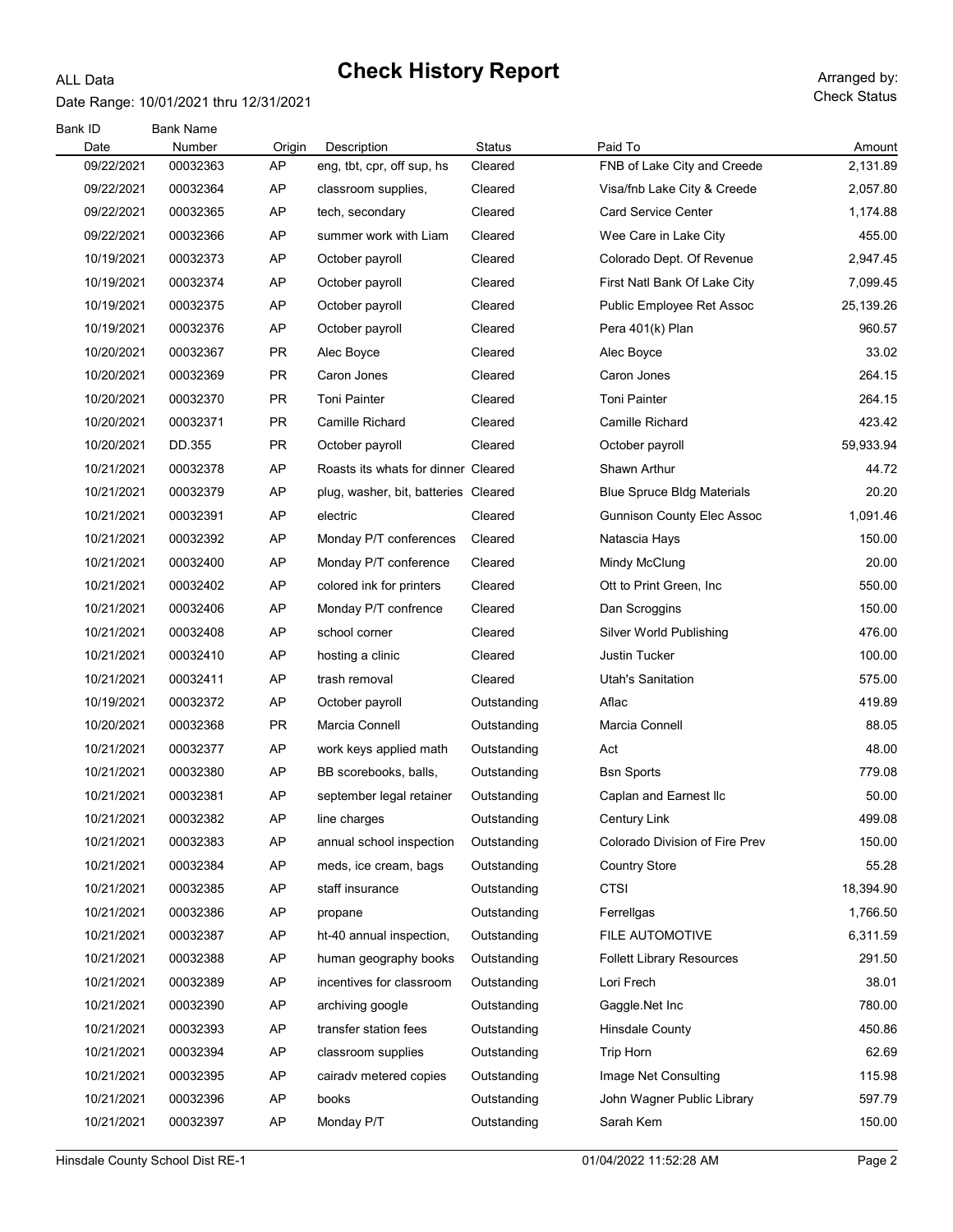ALL Data

# Check History Report

Date Range: 10/01/2021 thru 12/31/2021

Arranged by: Check Status

| Bank ID / Date | Bank Name / Number | Origin | Description | Status | Paid To | Amount |
|---|---|---|---|---|---|---|
| 09/22/2021 | 00032363 | AP | eng, tbt, cpr, off sup, hs | Cleared | FNB of Lake City and Creede | 2,131.89 |
| 09/22/2021 | 00032364 | AP | classroom supplies, | Cleared | Visa/fnb Lake City & Creede | 2,057.80 |
| 09/22/2021 | 00032365 | AP | tech, secondary | Cleared | Card Service Center | 1,174.88 |
| 09/22/2021 | 00032366 | AP | summer work with Liam | Cleared | Wee Care in Lake City | 455.00 |
| 10/19/2021 | 00032373 | AP | October payroll | Cleared | Colorado Dept. Of Revenue | 2,947.45 |
| 10/19/2021 | 00032374 | AP | October payroll | Cleared | First Natl Bank Of Lake City | 7,099.45 |
| 10/19/2021 | 00032375 | AP | October payroll | Cleared | Public Employee Ret Assoc | 25,139.26 |
| 10/19/2021 | 00032376 | AP | October payroll | Cleared | Pera 401(k) Plan | 960.57 |
| 10/20/2021 | 00032367 | PR | Alec Boyce | Cleared | Alec Boyce | 33.02 |
| 10/20/2021 | 00032369 | PR | Caron Jones | Cleared | Caron Jones | 264.15 |
| 10/20/2021 | 00032370 | PR | Toni Painter | Cleared | Toni Painter | 264.15 |
| 10/20/2021 | 00032371 | PR | Camille Richard | Cleared | Camille Richard | 423.42 |
| 10/20/2021 | DD.355 | PR | October payroll | Cleared | October payroll | 59,933.94 |
| 10/21/2021 | 00032378 | AP | Roasts its whats for dinner | Cleared | Shawn Arthur | 44.72 |
| 10/21/2021 | 00032379 | AP | plug, washer, bit, batteries | Cleared | Blue Spruce Bldg Materials | 20.20 |
| 10/21/2021 | 00032391 | AP | electric | Cleared | Gunnison County Elec Assoc | 1,091.46 |
| 10/21/2021 | 00032392 | AP | Monday P/T conferences | Cleared | Natascia Hays | 150.00 |
| 10/21/2021 | 00032400 | AP | Monday P/T conference | Cleared | Mindy McClung | 20.00 |
| 10/21/2021 | 00032402 | AP | colored ink for printers | Cleared | Ott to Print Green, Inc | 550.00 |
| 10/21/2021 | 00032406 | AP | Monday P/T confrence | Cleared | Dan Scroggins | 150.00 |
| 10/21/2021 | 00032408 | AP | school corner | Cleared | Silver World Publishing | 476.00 |
| 10/21/2021 | 00032410 | AP | hosting a clinic | Cleared | Justin Tucker | 100.00 |
| 10/21/2021 | 00032411 | AP | trash removal | Cleared | Utah's Sanitation | 575.00 |
| 10/19/2021 | 00032372 | AP | October payroll | Outstanding | Aflac | 419.89 |
| 10/20/2021 | 00032368 | PR | Marcia Connell | Outstanding | Marcia Connell | 88.05 |
| 10/21/2021 | 00032377 | AP | work keys applied math | Outstanding | Act | 48.00 |
| 10/21/2021 | 00032380 | AP | BB scorebooks, balls, | Outstanding | Bsn Sports | 779.08 |
| 10/21/2021 | 00032381 | AP | september legal retainer | Outstanding | Caplan and Earnest llc | 50.00 |
| 10/21/2021 | 00032382 | AP | line charges | Outstanding | Century Link | 499.08 |
| 10/21/2021 | 00032383 | AP | annual school inspection | Outstanding | Colorado Division of Fire Prev | 150.00 |
| 10/21/2021 | 00032384 | AP | meds, ice cream, bags | Outstanding | Country Store | 55.28 |
| 10/21/2021 | 00032385 | AP | staff insurance | Outstanding | CTSI | 18,394.90 |
| 10/21/2021 | 00032386 | AP | propane | Outstanding | Ferrellgas | 1,766.50 |
| 10/21/2021 | 00032387 | AP | ht-40 annual inspection, | Outstanding | FILE AUTOMOTIVE | 6,311.59 |
| 10/21/2021 | 00032388 | AP | human geography books | Outstanding | Follett Library Resources | 291.50 |
| 10/21/2021 | 00032389 | AP | incentives for classroom | Outstanding | Lori Frech | 38.01 |
| 10/21/2021 | 00032390 | AP | archiving google | Outstanding | Gaggle.Net Inc | 780.00 |
| 10/21/2021 | 00032393 | AP | transfer station fees | Outstanding | Hinsdale County | 450.86 |
| 10/21/2021 | 00032394 | AP | classroom supplies | Outstanding | Trip Horn | 62.69 |
| 10/21/2021 | 00032395 | AP | cairadv metered copies | Outstanding | Image Net Consulting | 115.98 |
| 10/21/2021 | 00032396 | AP | books | Outstanding | John Wagner Public Library | 597.79 |
| 10/21/2021 | 00032397 | AP | Monday P/T | Outstanding | Sarah Kem | 150.00 |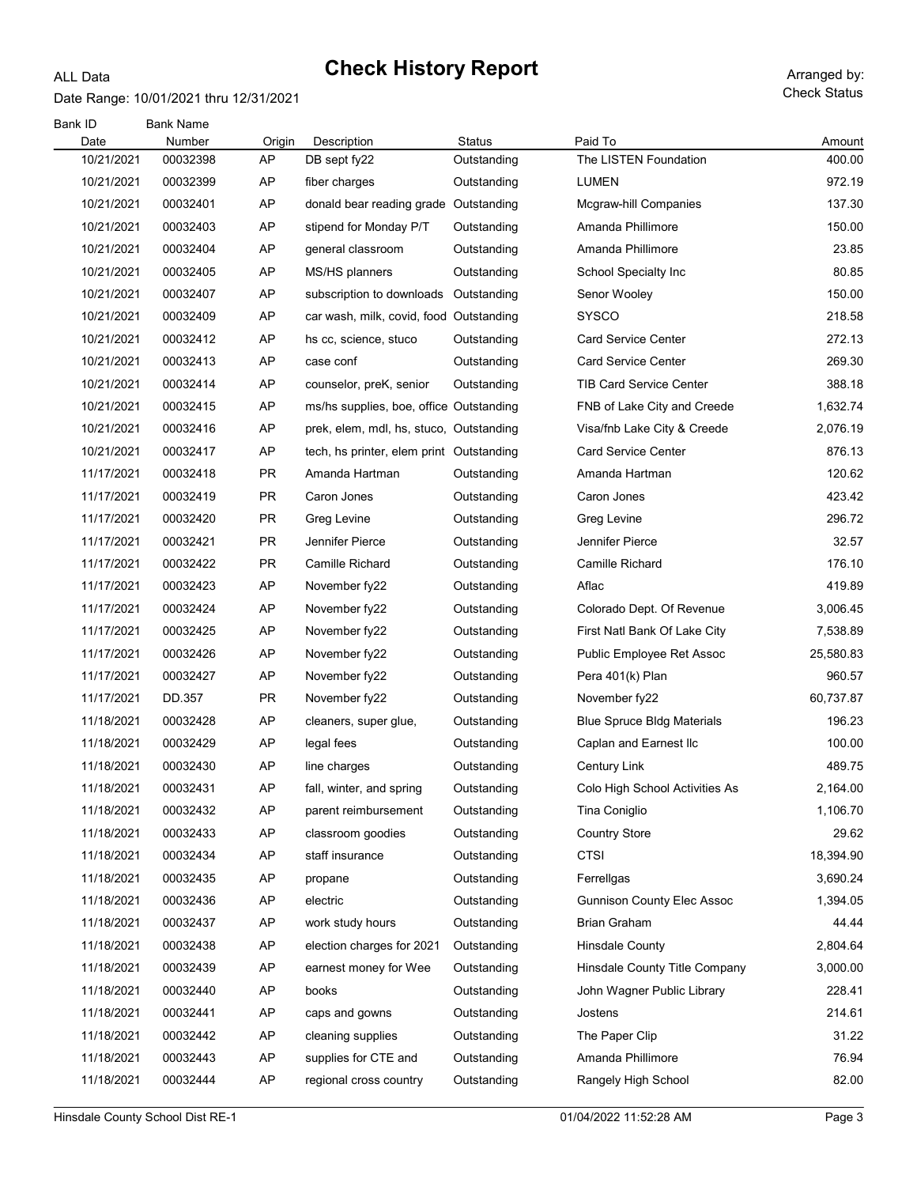ALL Data

# Check History Report

Date Range: 10/01/2021 thru 12/31/2021

Arranged by: Check Status

| Bank ID / Date | Bank Name / Number | Origin | Description | Status | Paid To | Amount |
|---|---|---|---|---|---|---|
| 10/21/2021 | 00032398 | AP | DB sept fy22 | Outstanding | The LISTEN Foundation | 400.00 |
| 10/21/2021 | 00032399 | AP | fiber charges | Outstanding | LUMEN | 972.19 |
| 10/21/2021 | 00032401 | AP | donald bear reading grade | Outstanding | Mcgraw-hill Companies | 137.30 |
| 10/21/2021 | 00032403 | AP | stipend for Monday P/T | Outstanding | Amanda Phillimore | 150.00 |
| 10/21/2021 | 00032404 | AP | general classroom | Outstanding | Amanda Phillimore | 23.85 |
| 10/21/2021 | 00032405 | AP | MS/HS planners | Outstanding | School Specialty Inc | 80.85 |
| 10/21/2021 | 00032407 | AP | subscription to downloads | Outstanding | Senor Wooley | 150.00 |
| 10/21/2021 | 00032409 | AP | car wash, milk, covid, food | Outstanding | SYSCO | 218.58 |
| 10/21/2021 | 00032412 | AP | hs cc, science, stuco | Outstanding | Card Service Center | 272.13 |
| 10/21/2021 | 00032413 | AP | case conf | Outstanding | Card Service Center | 269.30 |
| 10/21/2021 | 00032414 | AP | counselor, preK, senior | Outstanding | TIB Card Service Center | 388.18 |
| 10/21/2021 | 00032415 | AP | ms/hs supplies, boe, office | Outstanding | FNB of Lake City and Creede | 1,632.74 |
| 10/21/2021 | 00032416 | AP | prek, elem, mdl, hs, stuco, | Outstanding | Visa/fnb Lake City & Creede | 2,076.19 |
| 10/21/2021 | 00032417 | AP | tech, hs printer, elem print | Outstanding | Card Service Center | 876.13 |
| 11/17/2021 | 00032418 | PR | Amanda Hartman | Outstanding | Amanda Hartman | 120.62 |
| 11/17/2021 | 00032419 | PR | Caron Jones | Outstanding | Caron Jones | 423.42 |
| 11/17/2021 | 00032420 | PR | Greg Levine | Outstanding | Greg Levine | 296.72 |
| 11/17/2021 | 00032421 | PR | Jennifer Pierce | Outstanding | Jennifer Pierce | 32.57 |
| 11/17/2021 | 00032422 | PR | Camille Richard | Outstanding | Camille Richard | 176.10 |
| 11/17/2021 | 00032423 | AP | November fy22 | Outstanding | Aflac | 419.89 |
| 11/17/2021 | 00032424 | AP | November fy22 | Outstanding | Colorado Dept. Of Revenue | 3,006.45 |
| 11/17/2021 | 00032425 | AP | November fy22 | Outstanding | First Natl Bank Of Lake City | 7,538.89 |
| 11/17/2021 | 00032426 | AP | November fy22 | Outstanding | Public Employee Ret Assoc | 25,580.83 |
| 11/17/2021 | 00032427 | AP | November fy22 | Outstanding | Pera 401(k) Plan | 960.57 |
| 11/17/2021 | DD.357 | PR | November fy22 | Outstanding | November fy22 | 60,737.87 |
| 11/18/2021 | 00032428 | AP | cleaners, super glue, | Outstanding | Blue Spruce Bldg Materials | 196.23 |
| 11/18/2021 | 00032429 | AP | legal fees | Outstanding | Caplan and Earnest llc | 100.00 |
| 11/18/2021 | 00032430 | AP | line charges | Outstanding | Century Link | 489.75 |
| 11/18/2021 | 00032431 | AP | fall, winter, and spring | Outstanding | Colo High School Activities As | 2,164.00 |
| 11/18/2021 | 00032432 | AP | parent reimbursement | Outstanding | Tina Coniglio | 1,106.70 |
| 11/18/2021 | 00032433 | AP | classroom goodies | Outstanding | Country Store | 29.62 |
| 11/18/2021 | 00032434 | AP | staff insurance | Outstanding | CTSI | 18,394.90 |
| 11/18/2021 | 00032435 | AP | propane | Outstanding | Ferrellgas | 3,690.24 |
| 11/18/2021 | 00032436 | AP | electric | Outstanding | Gunnison County Elec Assoc | 1,394.05 |
| 11/18/2021 | 00032437 | AP | work study hours | Outstanding | Brian Graham | 44.44 |
| 11/18/2021 | 00032438 | AP | election charges for 2021 | Outstanding | Hinsdale County | 2,804.64 |
| 11/18/2021 | 00032439 | AP | earnest money for Wee | Outstanding | Hinsdale County Title Company | 3,000.00 |
| 11/18/2021 | 00032440 | AP | books | Outstanding | John Wagner Public Library | 228.41 |
| 11/18/2021 | 00032441 | AP | caps and gowns | Outstanding | Jostens | 214.61 |
| 11/18/2021 | 00032442 | AP | cleaning supplies | Outstanding | The Paper Clip | 31.22 |
| 11/18/2021 | 00032443 | AP | supplies for CTE and | Outstanding | Amanda Phillimore | 76.94 |
| 11/18/2021 | 00032444 | AP | regional cross country | Outstanding | Rangely High School | 82.00 |

Hinsdale County School Dist RE-1 01/04/2022 11:52:28 AM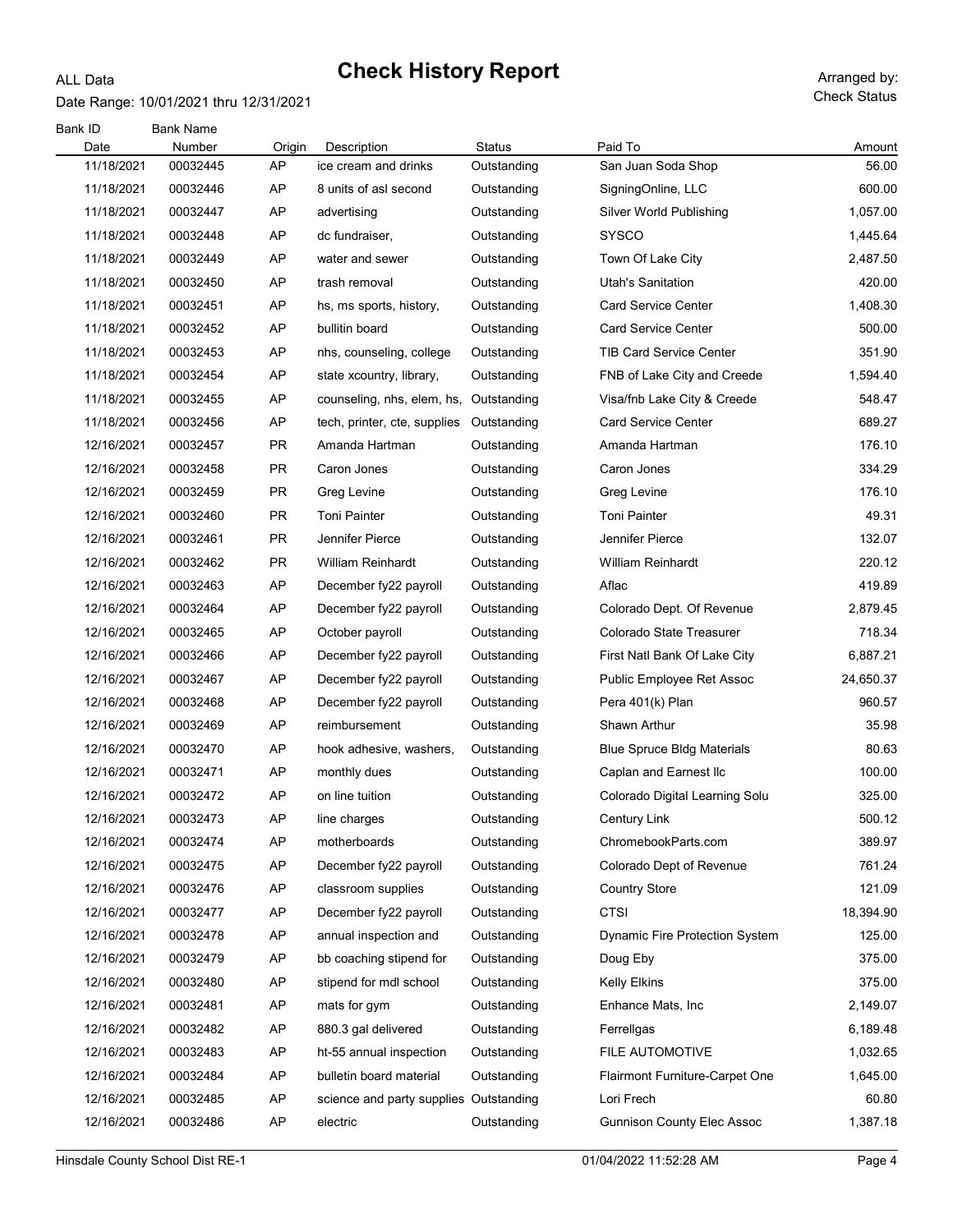ALL Data

# Check History Report

Date Range: 10/01/2021 thru 12/31/2021

Arranged by: Check Status

| Bank ID Date | Bank Name Number | Origin | Description | Status | Paid To | Amount |
|---|---|---|---|---|---|---|
| 11/18/2021 | 00032445 | AP | ice cream and drinks | Outstanding | San Juan Soda Shop | 56.00 |
| 11/18/2021 | 00032446 | AP | 8 units of asl second | Outstanding | SigningOnline, LLC | 600.00 |
| 11/18/2021 | 00032447 | AP | advertising | Outstanding | Silver World Publishing | 1,057.00 |
| 11/18/2021 | 00032448 | AP | dc fundraiser, | Outstanding | SYSCO | 1,445.64 |
| 11/18/2021 | 00032449 | AP | water and sewer | Outstanding | Town Of Lake City | 2,487.50 |
| 11/18/2021 | 00032450 | AP | trash removal | Outstanding | Utah's Sanitation | 420.00 |
| 11/18/2021 | 00032451 | AP | hs, ms sports, history, | Outstanding | Card Service Center | 1,408.30 |
| 11/18/2021 | 00032452 | AP | bullitin board | Outstanding | Card Service Center | 500.00 |
| 11/18/2021 | 00032453 | AP | nhs, counseling, college | Outstanding | TIB Card Service Center | 351.90 |
| 11/18/2021 | 00032454 | AP | state xcountry, library, | Outstanding | FNB of Lake City and Creede | 1,594.40 |
| 11/18/2021 | 00032455 | AP | counseling, nhs, elem, hs, | Outstanding | Visa/fnb Lake City & Creede | 548.47 |
| 11/18/2021 | 00032456 | AP | tech, printer, cte, supplies | Outstanding | Card Service Center | 689.27 |
| 12/16/2021 | 00032457 | PR | Amanda Hartman | Outstanding | Amanda Hartman | 176.10 |
| 12/16/2021 | 00032458 | PR | Caron Jones | Outstanding | Caron Jones | 334.29 |
| 12/16/2021 | 00032459 | PR | Greg Levine | Outstanding | Greg Levine | 176.10 |
| 12/16/2021 | 00032460 | PR | Toni Painter | Outstanding | Toni Painter | 49.31 |
| 12/16/2021 | 00032461 | PR | Jennifer Pierce | Outstanding | Jennifer Pierce | 132.07 |
| 12/16/2021 | 00032462 | PR | William Reinhardt | Outstanding | William Reinhardt | 220.12 |
| 12/16/2021 | 00032463 | AP | December fy22 payroll | Outstanding | Aflac | 419.89 |
| 12/16/2021 | 00032464 | AP | December fy22 payroll | Outstanding | Colorado Dept. Of Revenue | 2,879.45 |
| 12/16/2021 | 00032465 | AP | October payroll | Outstanding | Colorado State Treasurer | 718.34 |
| 12/16/2021 | 00032466 | AP | December fy22 payroll | Outstanding | First Natl Bank Of Lake City | 6,887.21 |
| 12/16/2021 | 00032467 | AP | December fy22 payroll | Outstanding | Public Employee Ret Assoc | 24,650.37 |
| 12/16/2021 | 00032468 | AP | December fy22 payroll | Outstanding | Pera 401(k) Plan | 960.57 |
| 12/16/2021 | 00032469 | AP | reimbursement | Outstanding | Shawn Arthur | 35.98 |
| 12/16/2021 | 00032470 | AP | hook adhesive, washers, | Outstanding | Blue Spruce Bldg Materials | 80.63 |
| 12/16/2021 | 00032471 | AP | monthly dues | Outstanding | Caplan and Earnest llc | 100.00 |
| 12/16/2021 | 00032472 | AP | on line tuition | Outstanding | Colorado Digital Learning Solu | 325.00 |
| 12/16/2021 | 00032473 | AP | line charges | Outstanding | Century Link | 500.12 |
| 12/16/2021 | 00032474 | AP | motherboards | Outstanding | ChromebookParts.com | 389.97 |
| 12/16/2021 | 00032475 | AP | December fy22 payroll | Outstanding | Colorado Dept of Revenue | 761.24 |
| 12/16/2021 | 00032476 | AP | classroom supplies | Outstanding | Country Store | 121.09 |
| 12/16/2021 | 00032477 | AP | December fy22 payroll | Outstanding | CTSI | 18,394.90 |
| 12/16/2021 | 00032478 | AP | annual inspection and | Outstanding | Dynamic Fire Protection System | 125.00 |
| 12/16/2021 | 00032479 | AP | bb coaching stipend for | Outstanding | Doug Eby | 375.00 |
| 12/16/2021 | 00032480 | AP | stipend for mdl school | Outstanding | Kelly Elkins | 375.00 |
| 12/16/2021 | 00032481 | AP | mats for gym | Outstanding | Enhance Mats, Inc | 2,149.07 |
| 12/16/2021 | 00032482 | AP | 880.3 gal delivered | Outstanding | Ferrellgas | 6,189.48 |
| 12/16/2021 | 00032483 | AP | ht-55 annual inspection | Outstanding | FILE AUTOMOTIVE | 1,032.65 |
| 12/16/2021 | 00032484 | AP | bulletin board material | Outstanding | Flairmont Furniture-Carpet One | 1,645.00 |
| 12/16/2021 | 00032485 | AP | science and party supplies | Outstanding | Lori Frech | 60.80 |
| 12/16/2021 | 00032486 | AP | electric | Outstanding | Gunnison County Elec Assoc | 1,387.18 |

Hinsdale County School Dist RE-1 — 01/04/2022 11:52:28 AM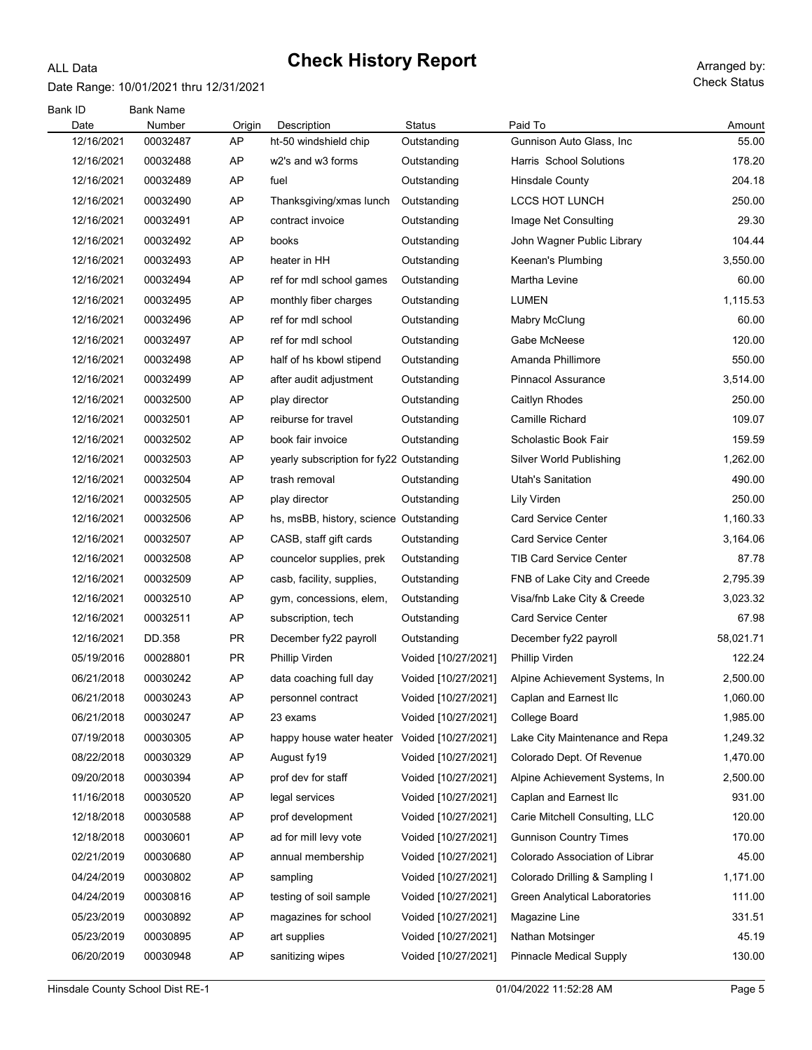ALL Data

# Check History Report

Date Range: 10/01/2021 thru 12/31/2021

Arranged by: Check Status

| Bank ID / Date | Bank Name / Number | Origin | Description | Status | Paid To | Amount |
|---|---|---|---|---|---|---|
| 12/16/2021 | 00032487 | AP | ht-50 windshield chip | Outstanding | Gunnison Auto Glass, Inc | 55.00 |
| 12/16/2021 | 00032488 | AP | w2's and w3 forms | Outstanding | Harris School Solutions | 178.20 |
| 12/16/2021 | 00032489 | AP | fuel | Outstanding | Hinsdale County | 204.18 |
| 12/16/2021 | 00032490 | AP | Thanksgiving/xmas lunch | Outstanding | LCCS HOT LUNCH | 250.00 |
| 12/16/2021 | 00032491 | AP | contract invoice | Outstanding | Image Net Consulting | 29.30 |
| 12/16/2021 | 00032492 | AP | books | Outstanding | John Wagner Public Library | 104.44 |
| 12/16/2021 | 00032493 | AP | heater in HH | Outstanding | Keenan's Plumbing | 3,550.00 |
| 12/16/2021 | 00032494 | AP | ref for mdl school games | Outstanding | Martha Levine | 60.00 |
| 12/16/2021 | 00032495 | AP | monthly fiber charges | Outstanding | LUMEN | 1,115.53 |
| 12/16/2021 | 00032496 | AP | ref for mdl school | Outstanding | Mabry McClung | 60.00 |
| 12/16/2021 | 00032497 | AP | ref for mdl school | Outstanding | Gabe McNeese | 120.00 |
| 12/16/2021 | 00032498 | AP | half of hs kbowl stipend | Outstanding | Amanda Phillimore | 550.00 |
| 12/16/2021 | 00032499 | AP | after audit adjustment | Outstanding | Pinnacol Assurance | 3,514.00 |
| 12/16/2021 | 00032500 | AP | play director | Outstanding | Caitlyn Rhodes | 250.00 |
| 12/16/2021 | 00032501 | AP | reiburse for travel | Outstanding | Camille Richard | 109.07 |
| 12/16/2021 | 00032502 | AP | book fair invoice | Outstanding | Scholastic Book Fair | 159.59 |
| 12/16/2021 | 00032503 | AP | yearly subscription for fy22 | Outstanding | Silver World Publishing | 1,262.00 |
| 12/16/2021 | 00032504 | AP | trash removal | Outstanding | Utah's Sanitation | 490.00 |
| 12/16/2021 | 00032505 | AP | play director | Outstanding | Lily Virden | 250.00 |
| 12/16/2021 | 00032506 | AP | hs, msBB, history, science | Outstanding | Card Service Center | 1,160.33 |
| 12/16/2021 | 00032507 | AP | CASB, staff gift cards | Outstanding | Card Service Center | 3,164.06 |
| 12/16/2021 | 00032508 | AP | councelor supplies, prek | Outstanding | TIB Card Service Center | 87.78 |
| 12/16/2021 | 00032509 | AP | casb, facility, supplies, | Outstanding | FNB of Lake City and Creede | 2,795.39 |
| 12/16/2021 | 00032510 | AP | gym, concessions, elem, | Outstanding | Visa/fnb Lake City & Creede | 3,023.32 |
| 12/16/2021 | 00032511 | AP | subscription, tech | Outstanding | Card Service Center | 67.98 |
| 12/16/2021 | DD.358 | PR | December fy22 payroll | Outstanding | December fy22 payroll | 58,021.71 |
| 05/19/2016 | 00028801 | PR | Phillip Virden | Voided [10/27/2021] | Phillip Virden | 122.24 |
| 06/21/2018 | 00030242 | AP | data coaching full day | Voided [10/27/2021] | Alpine Achievement Systems, In | 2,500.00 |
| 06/21/2018 | 00030243 | AP | personnel contract | Voided [10/27/2021] | Caplan and Earnest llc | 1,060.00 |
| 06/21/2018 | 00030247 | AP | 23 exams | Voided [10/27/2021] | College Board | 1,985.00 |
| 07/19/2018 | 00030305 | AP | happy house water heater | Voided [10/27/2021] | Lake City Maintenance and Repa | 1,249.32 |
| 08/22/2018 | 00030329 | AP | August fy19 | Voided [10/27/2021] | Colorado Dept. Of Revenue | 1,470.00 |
| 09/20/2018 | 00030394 | AP | prof dev for staff | Voided [10/27/2021] | Alpine Achievement Systems, In | 2,500.00 |
| 11/16/2018 | 00030520 | AP | legal services | Voided [10/27/2021] | Caplan and Earnest llc | 931.00 |
| 12/18/2018 | 00030588 | AP | prof development | Voided [10/27/2021] | Carie Mitchell Consulting, LLC | 120.00 |
| 12/18/2018 | 00030601 | AP | ad for mill levy vote | Voided [10/27/2021] | Gunnison Country Times | 170.00 |
| 02/21/2019 | 00030680 | AP | annual membership | Voided [10/27/2021] | Colorado Association of Librar | 45.00 |
| 04/24/2019 | 00030802 | AP | sampling | Voided [10/27/2021] | Colorado Drilling & Sampling I | 1,171.00 |
| 04/24/2019 | 00030816 | AP | testing of soil sample | Voided [10/27/2021] | Green Analytical Laboratories | 111.00 |
| 05/23/2019 | 00030892 | AP | magazines for school | Voided [10/27/2021] | Magazine Line | 331.51 |
| 05/23/2019 | 00030895 | AP | art supplies | Voided [10/27/2021] | Nathan Motsinger | 45.19 |
| 06/20/2019 | 00030948 | AP | sanitizing wipes | Voided [10/27/2021] | Pinnacle Medical Supply | 130.00 |

Hinsdale County School Dist RE-1 — 01/04/2022 11:52:28 AM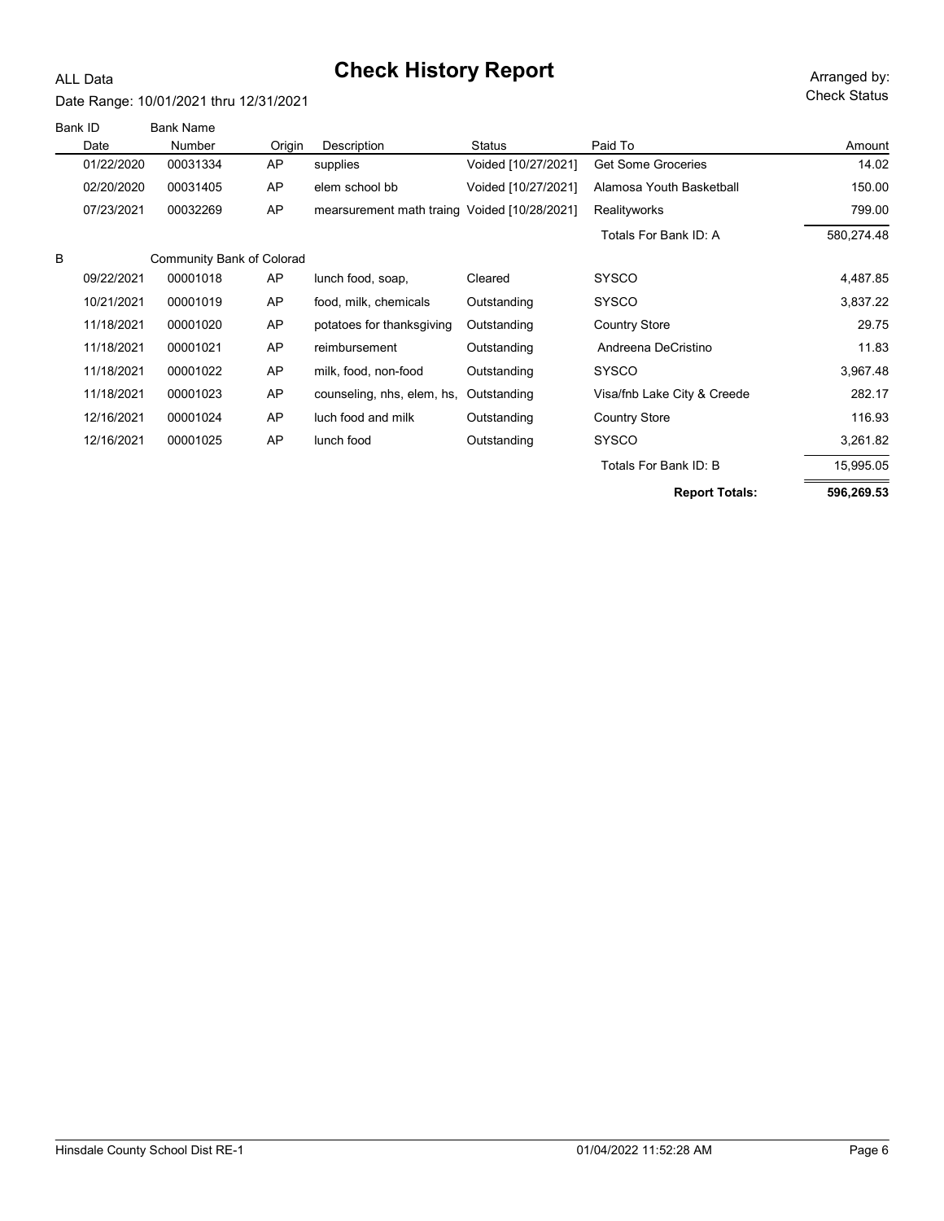# Check History Report

ALL Data

Date Range: 10/01/2021 thru 12/31/2021

Arranged by: Check Status

| Bank ID | Bank Name | | | | | |
|---|---|---|---|---|---|---|
| Date | Number | Origin | Description | Status | Paid To | Amount |
| 01/22/2020 | 00031334 | AP | supplies | Voided [10/27/2021] | Get Some Groceries | 14.02 |
| 02/20/2020 | 00031405 | AP | elem school bb | Voided [10/27/2021] | Alamosa Youth Basketball | 150.00 |
| 07/23/2021 | 00032269 | AP | mearsurement math traing | Voided [10/28/2021] | Realityworks | 799.00 |
| | | | | | Totals For Bank ID: A | 580,274.48 |
| B | Community Bank of Colorad | | | | | |
| 09/22/2021 | 00001018 | AP | lunch food, soap, | Cleared | SYSCO | 4,487.85 |
| 10/21/2021 | 00001019 | AP | food, milk, chemicals | Outstanding | SYSCO | 3,837.22 |
| 11/18/2021 | 00001020 | AP | potatoes for thanksgiving | Outstanding | Country Store | 29.75 |
| 11/18/2021 | 00001021 | AP | reimbursement | Outstanding | Andreena DeCristino | 11.83 |
| 11/18/2021 | 00001022 | AP | milk, food, non-food | Outstanding | SYSCO | 3,967.48 |
| 11/18/2021 | 00001023 | AP | counseling, nhs, elem, hs, | Outstanding | Visa/fnb Lake City & Creede | 282.17 |
| 12/16/2021 | 00001024 | AP | luch food and milk | Outstanding | Country Store | 116.93 |
| 12/16/2021 | 00001025 | AP | lunch food | Outstanding | SYSCO | 3,261.82 |
| | | | | | Totals For Bank ID: B | 15,995.05 |
| | | | | | **Report Totals:** | **596,269.53** |

Hinsdale County School Dist RE-1

01/04/2022 11:52:28 AM